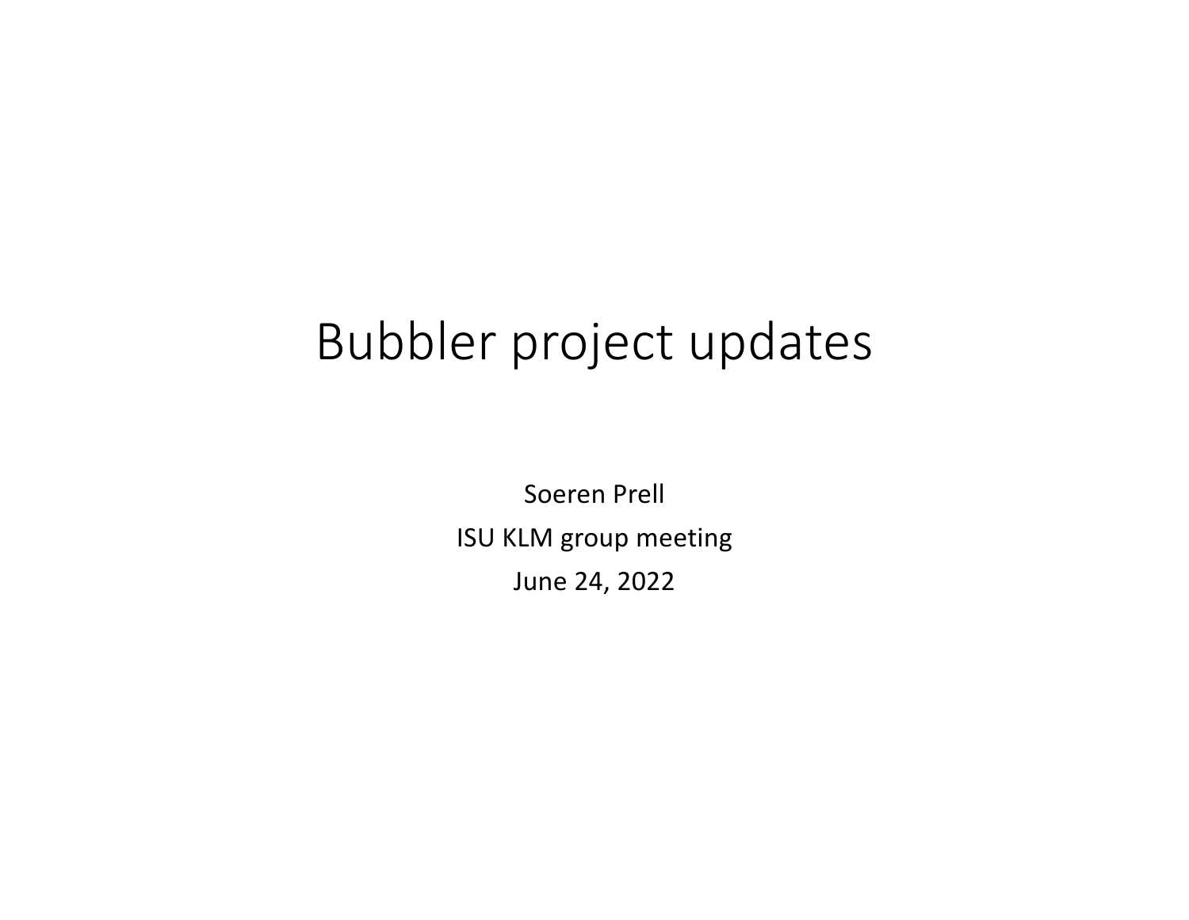# Bubbler project updates

Soeren Prell

ISU KLM group meeting

June 24, 2022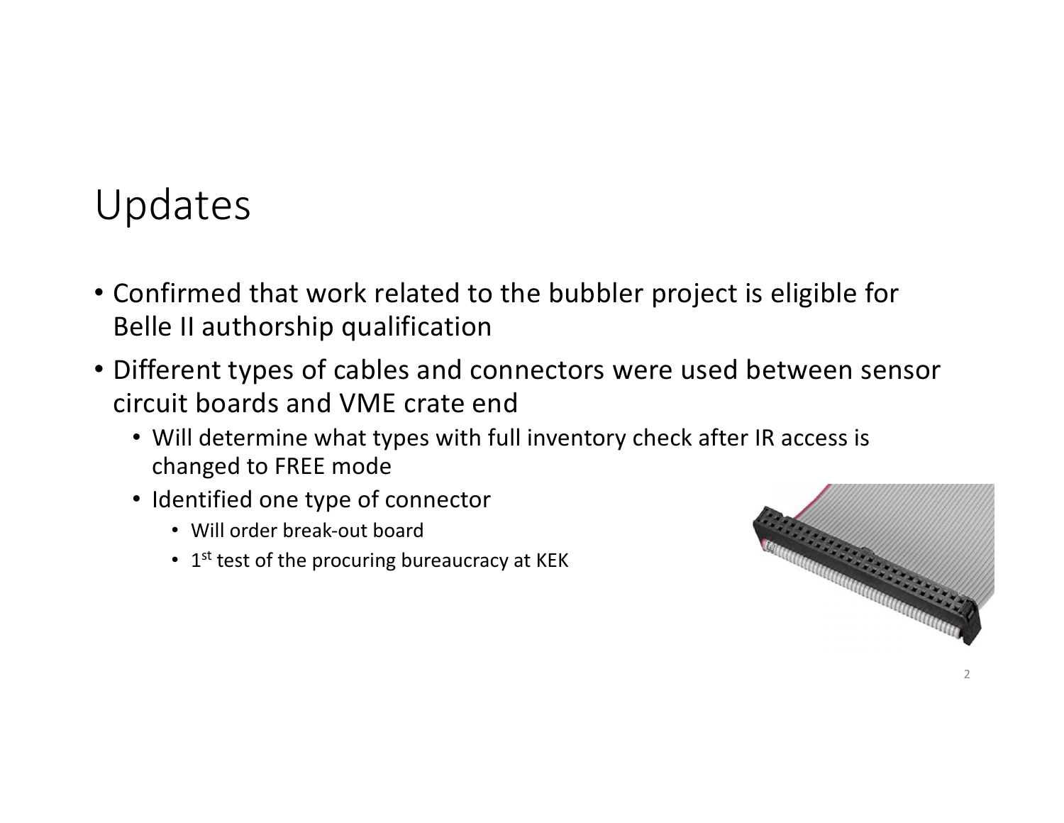# Updates

- Confirmed that work related to the bubbler project is eligible for Belle II authorship qualification
- Different types of cables and connectors were used between sensor circuit boards and VME crate end
  - Will determine what types with full inventory check after IR access is changed to FREE mode
  - Identified one type of connector
    - Will order break-out board
    - 1st test of the procuring bureaucracy at KEK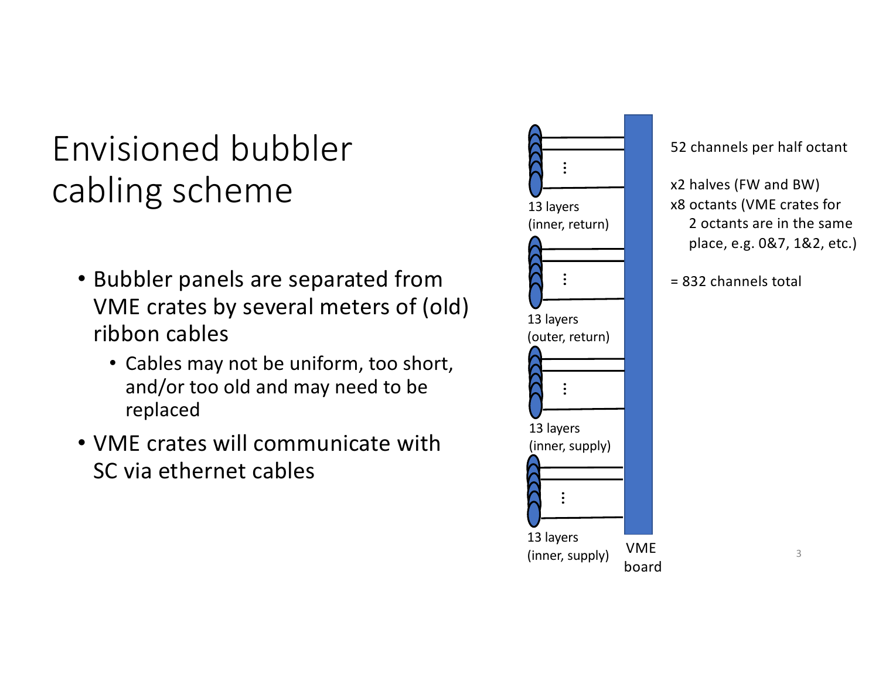# Envisioned bubbler cabling scheme

- Bubbler panels are separated from VME crates by several meters of (old) ribbon cables
  - Cables may not be uniform, too short, and/or too old and may need to be replaced
- VME crates will communicate with SC via ethernet cables

13 layers (inner, return)

13 layers (outer, return)

13 layers (inner, supply)

13 layers (inner, supply)

VME board

52 channels per half octant

x2 halves (FW and BW)
x8 octants (VME crates for 2 octants are in the same place, e.g. 0&7, 1&2, etc.)

= 832 channels total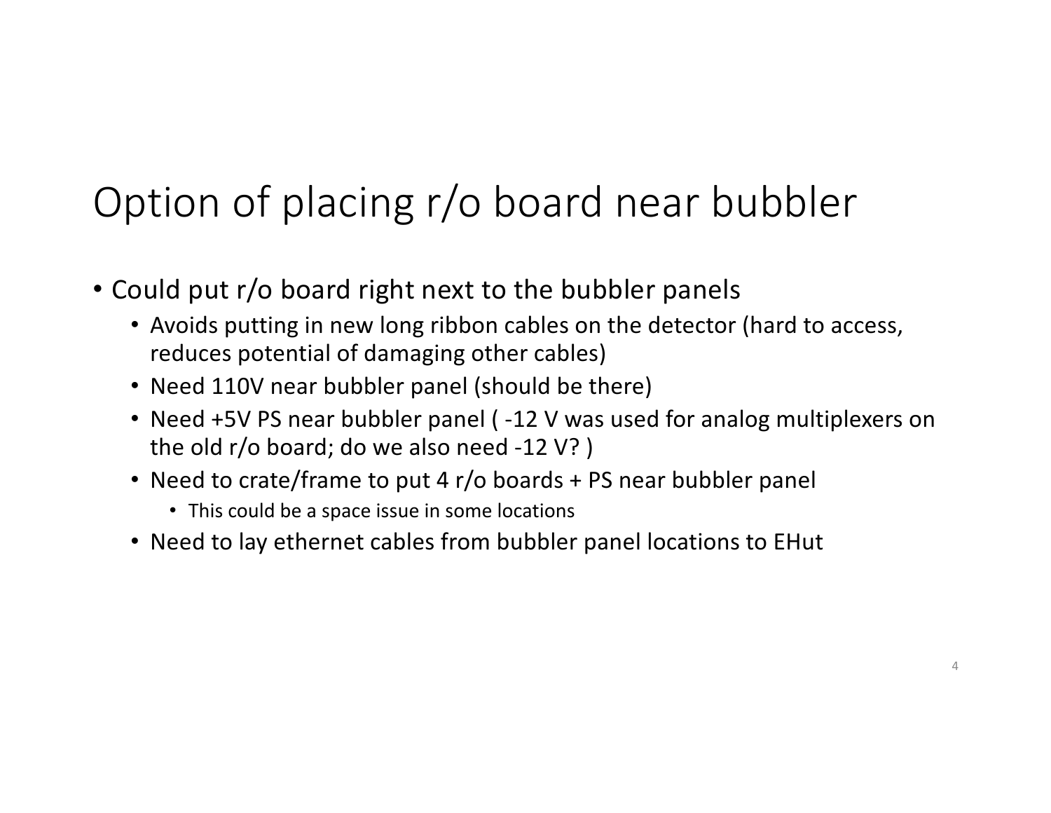# Option of placing r/o board near bubbler

- Could put r/o board right next to the bubbler panels
  - Avoids putting in new long ribbon cables on the detector (hard to access, reduces potential of damaging other cables)
  - Need 110V near bubbler panel (should be there)
  - Need +5V PS near bubbler panel ( -12 V was used for analog multiplexers on the old r/o board; do we also need -12 V? )
  - Need to crate/frame to put 4 r/o boards + PS near bubbler panel
    - This could be a space issue in some locations
  - Need to lay ethernet cables from bubbler panel locations to EHut